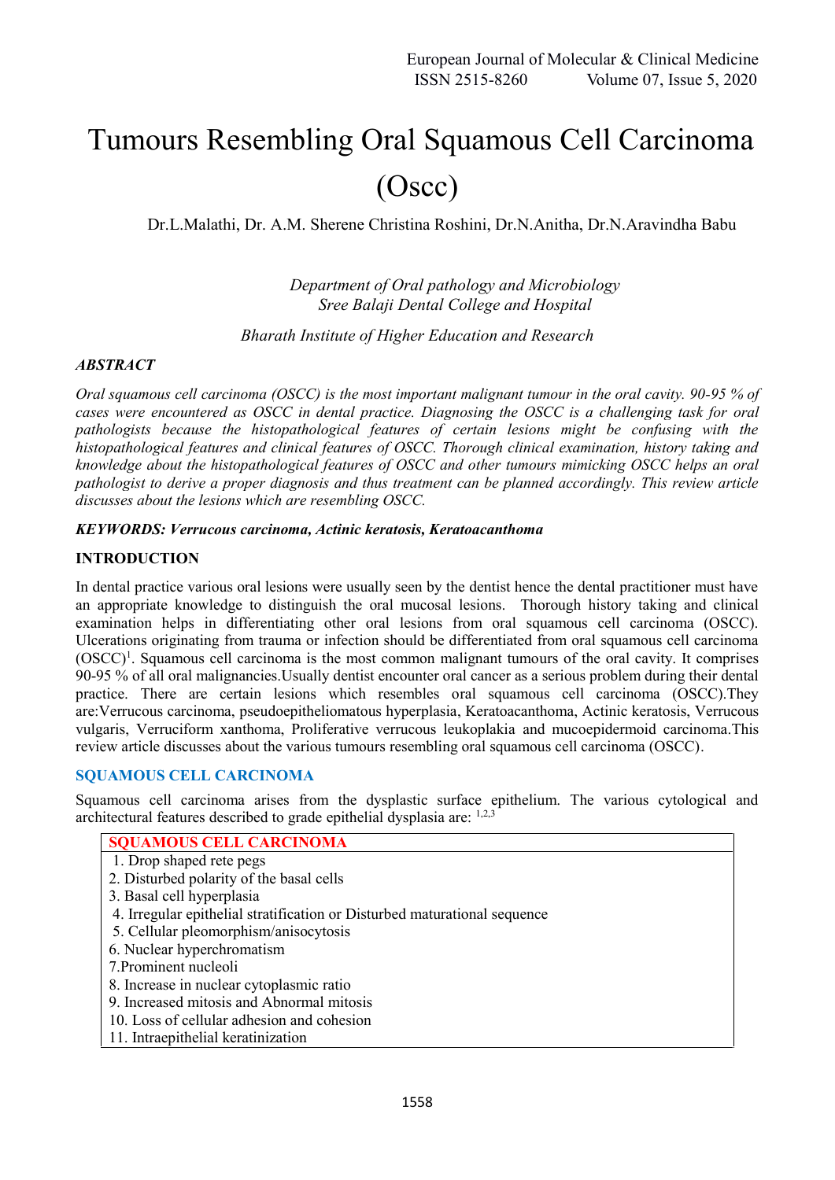# Tumours Resembling Oral Squamous Cell Carcinoma (Oscc)

Dr.L.Malathi, Dr. A.M. Sherene Christina Roshini, Dr.N.Anitha, Dr.N.Aravindha Babu

*Department of Oral pathology and Microbiology*
*Sree Balaji Dental College and Hospital*

*Bharath Institute of Higher Education and Research*

***ABSTRACT***

*Oral squamous cell carcinoma (OSCC) is the most important malignant tumour in the oral cavity. 90-95 % of cases were encountered as OSCC in dental practice. Diagnosing the OSCC is a challenging task for oral pathologists because the histopathological features of certain lesions might be confusing with the histopathological features and clinical features of OSCC. Thorough clinical examination, history taking and knowledge about the histopathological features of OSCC and other tumours mimicking OSCC helps an oral pathologist to derive a proper diagnosis and thus treatment can be planned accordingly. This review article discusses about the lesions which are resembling OSCC.*

***KEYWORDS: Verrucous carcinoma, Actinic keratosis, Keratoacanthoma***

## INTRODUCTION

In dental practice various oral lesions were usually seen by the dentist hence the dental practitioner must have an appropriate knowledge to distinguish the oral mucosal lesions. Thorough history taking and clinical examination helps in differentiating other oral lesions from oral squamous cell carcinoma (OSCC). Ulcerations originating from trauma or infection should be differentiated from oral squamous cell carcinoma (OSCC)[1]. Squamous cell carcinoma is the most common malignant tumours of the oral cavity. It comprises 90-95 % of all oral malignancies.Usually dentist encounter oral cancer as a serious problem during their dental practice. There are certain lesions which resembles oral squamous cell carcinoma (OSCC).They are:Verrucous carcinoma, pseudoepitheliomatous hyperplasia, Keratoacanthoma, Actinic keratosis, Verrucous vulgaris, Verruciform xanthoma, Proliferative verrucous leukoplakia and mucoepidermoid carcinoma.This review article discusses about the various tumours resembling oral squamous cell carcinoma (OSCC).

## SQUAMOUS CELL CARCINOMA

Squamous cell carcinoma arises from the dysplastic surface epithelium. The various cytological and architectural features described to grade epithelial dysplasia are: [1,2,3]

| SQUAMOUS CELL CARCINOMA |
|---|
| 1. Drop shaped rete pegs |
| 2. Disturbed polarity of the basal cells |
| 3. Basal cell hyperplasia |
| 4. Irregular epithelial stratification or Disturbed maturational sequence |
| 5. Cellular pleomorphism/anisocytosis |
| 6. Nuclear hyperchromatism |
| 7.Prominent nucleoli |
| 8. Increase in nuclear cytoplasmic ratio |
| 9. Increased mitosis and Abnormal mitosis |
| 10. Loss of cellular adhesion and cohesion |
| 11. Intraepithelial keratinization |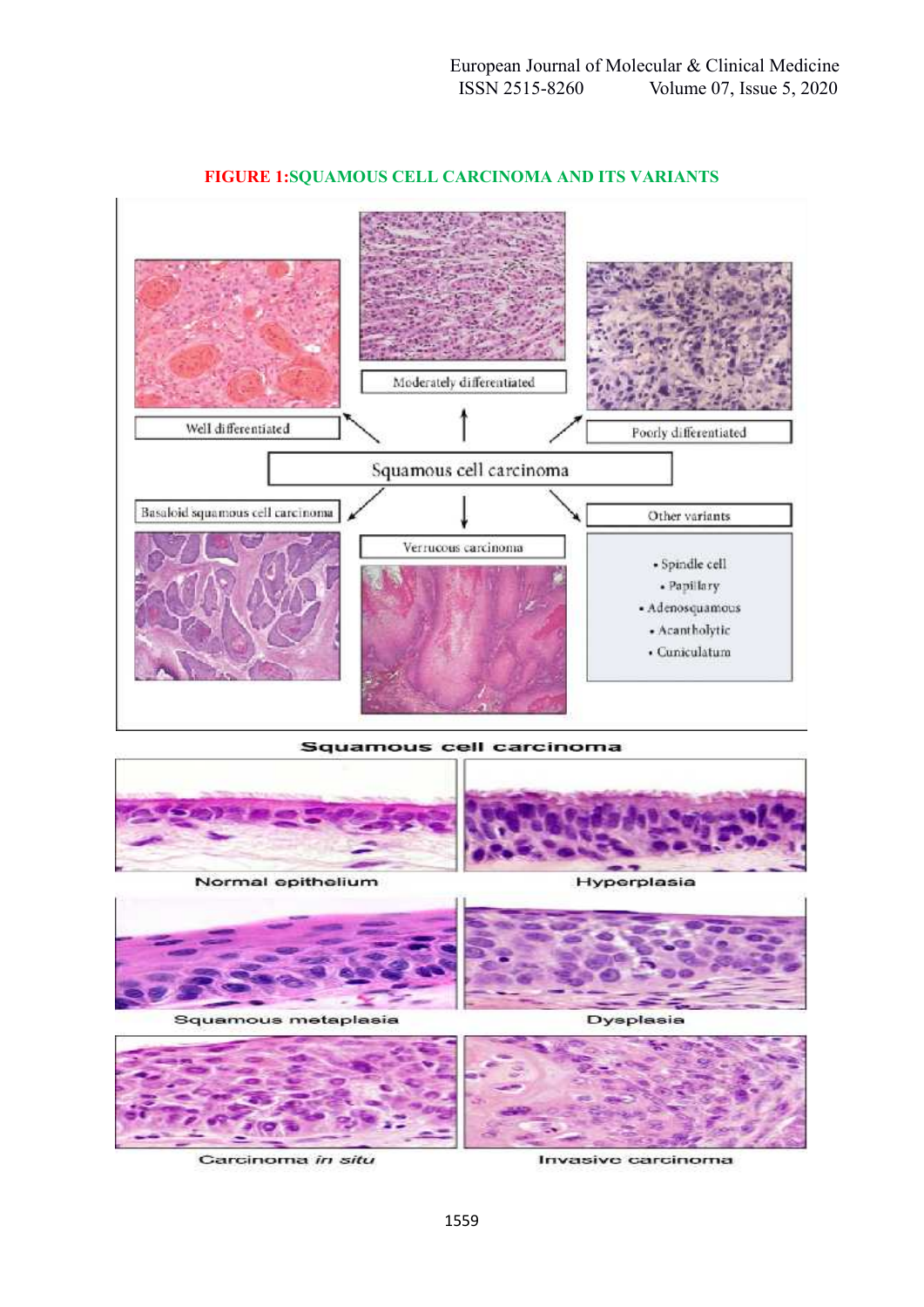**FIGURE 1:SQUAMOUS CELL CARCINOMA AND ITS VARIANTS**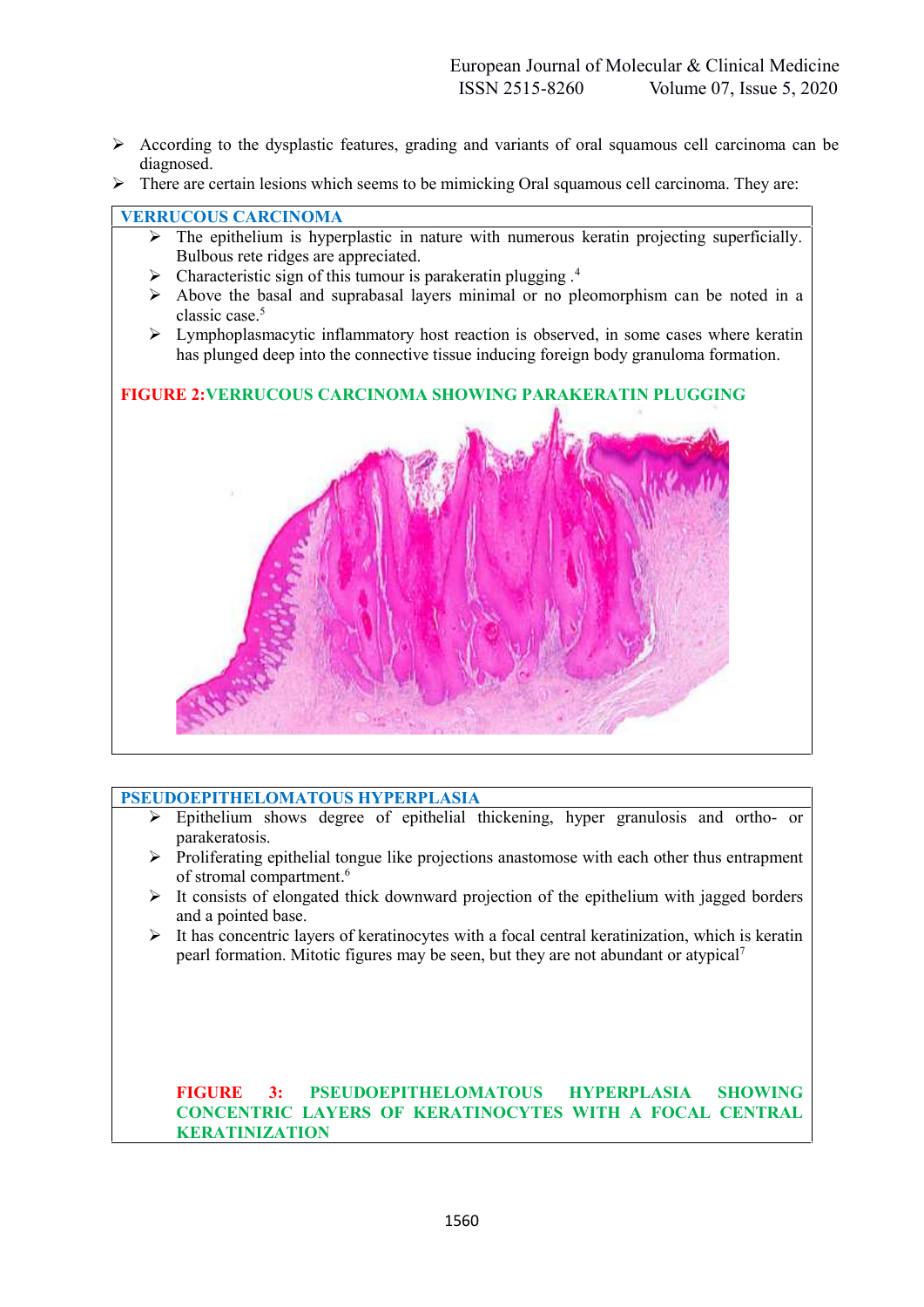- According to the dysplastic features, grading and variants of oral squamous cell carcinoma can be diagnosed.
- There are certain lesions which seems to be mimicking Oral squamous cell carcinoma. They are:

## VERRUCOUS CARCINOMA

- The epithelium is hyperplastic in nature with numerous keratin projecting superficially. Bulbous rete ridges are appreciated.
- Characteristic sign of this tumour is parakeratin plugging .[4]
- Above the basal and suprabasal layers minimal or no pleomorphism can be noted in a classic case.[5]
- Lymphoplasmacytic inflammatory host reaction is observed, in some cases where keratin has plunged deep into the connective tissue inducing foreign body granuloma formation.

**FIGURE 2:VERRUCOUS CARCINOMA SHOWING PARAKERATIN PLUGGING**

## PSEUDOEPITHELOMATOUS HYPERPLASIA

- Epithelium shows degree of epithelial thickening, hyper granulosis and ortho- or parakeratosis.
- Proliferating epithelial tongue like projections anastomose with each other thus entrapment of stromal compartment.[6]
- It consists of elongated thick downward projection of the epithelium with jagged borders and a pointed base.
- It has concentric layers of keratinocytes with a focal central keratinization, which is keratin pearl formation. Mitotic figures may be seen, but they are not abundant or atypical[7]

**FIGURE 3: PSEUDOEPITHELOMATOUS HYPERPLASIA SHOWING CONCENTRIC LAYERS OF KERATINOCYTES WITH A FOCAL CENTRAL KERATINIZATION**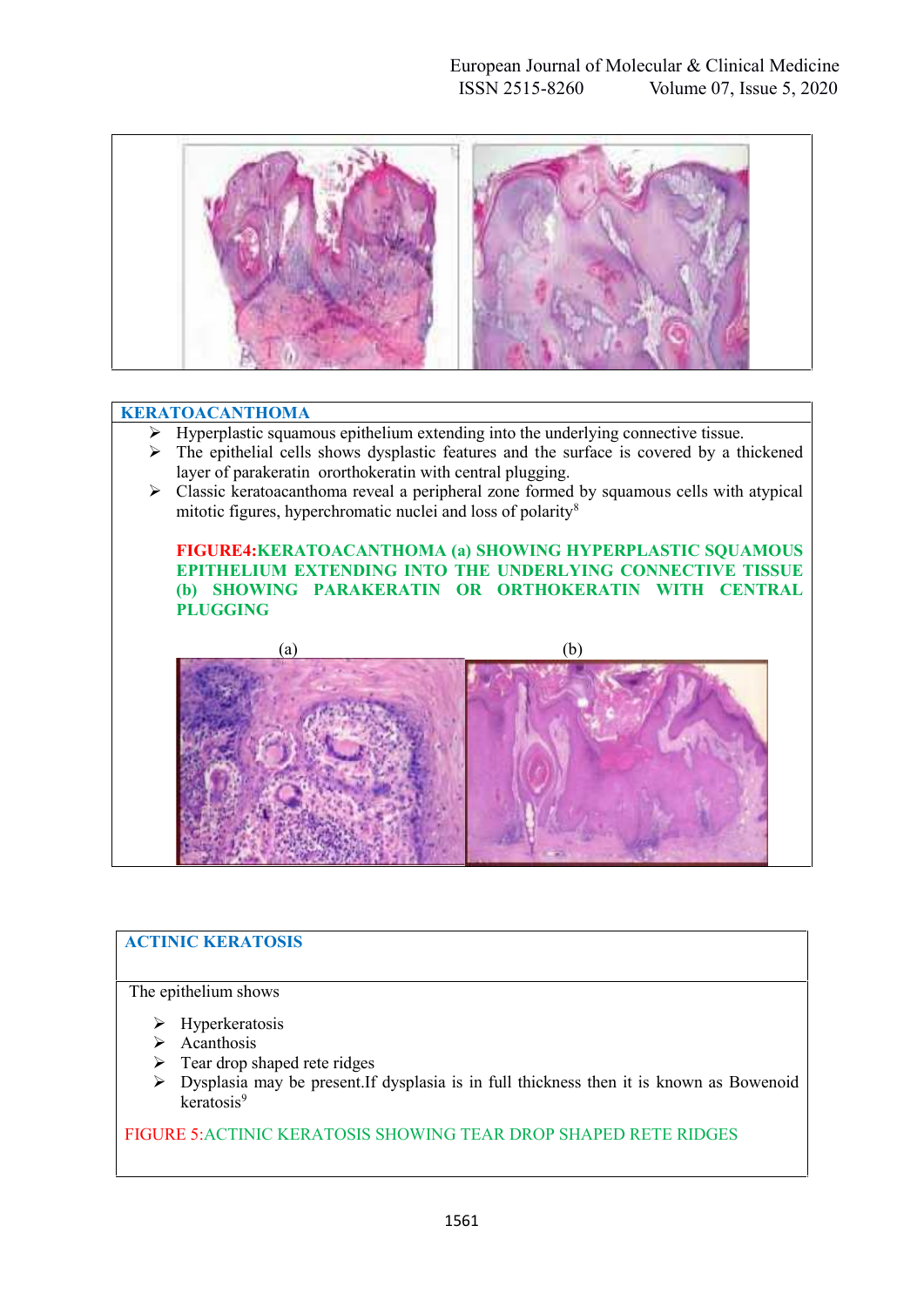## KERATOACANTHOMA

- Hyperplastic squamous epithelium extending into the underlying connective tissue.
- The epithelial cells shows dysplastic features and the surface is covered by a thickened layer of parakeratin ororthokeratin with central plugging.
- Classic keratoacanthoma reveal a peripheral zone formed by squamous cells with atypical mitotic figures, hyperchromatic nuclei and loss of polarity[8]

**FIGURE4:KERATOACANTHOMA (a) SHOWING HYPERPLASTIC SQUAMOUS EPITHELIUM EXTENDING INTO THE UNDERLYING CONNECTIVE TISSUE (b) SHOWING PARAKERATIN OR ORTHOKERATIN WITH CENTRAL PLUGGING**

(a) (b)

## ACTINIC KERATOSIS

The epithelium shows

- Hyperkeratosis
- Acanthosis
- Tear drop shaped rete ridges
- Dysplasia may be present.If dysplasia is in full thickness then it is known as Bowenoid keratosis[9]

FIGURE 5:ACTINIC KERATOSIS SHOWING TEAR DROP SHAPED RETE RIDGES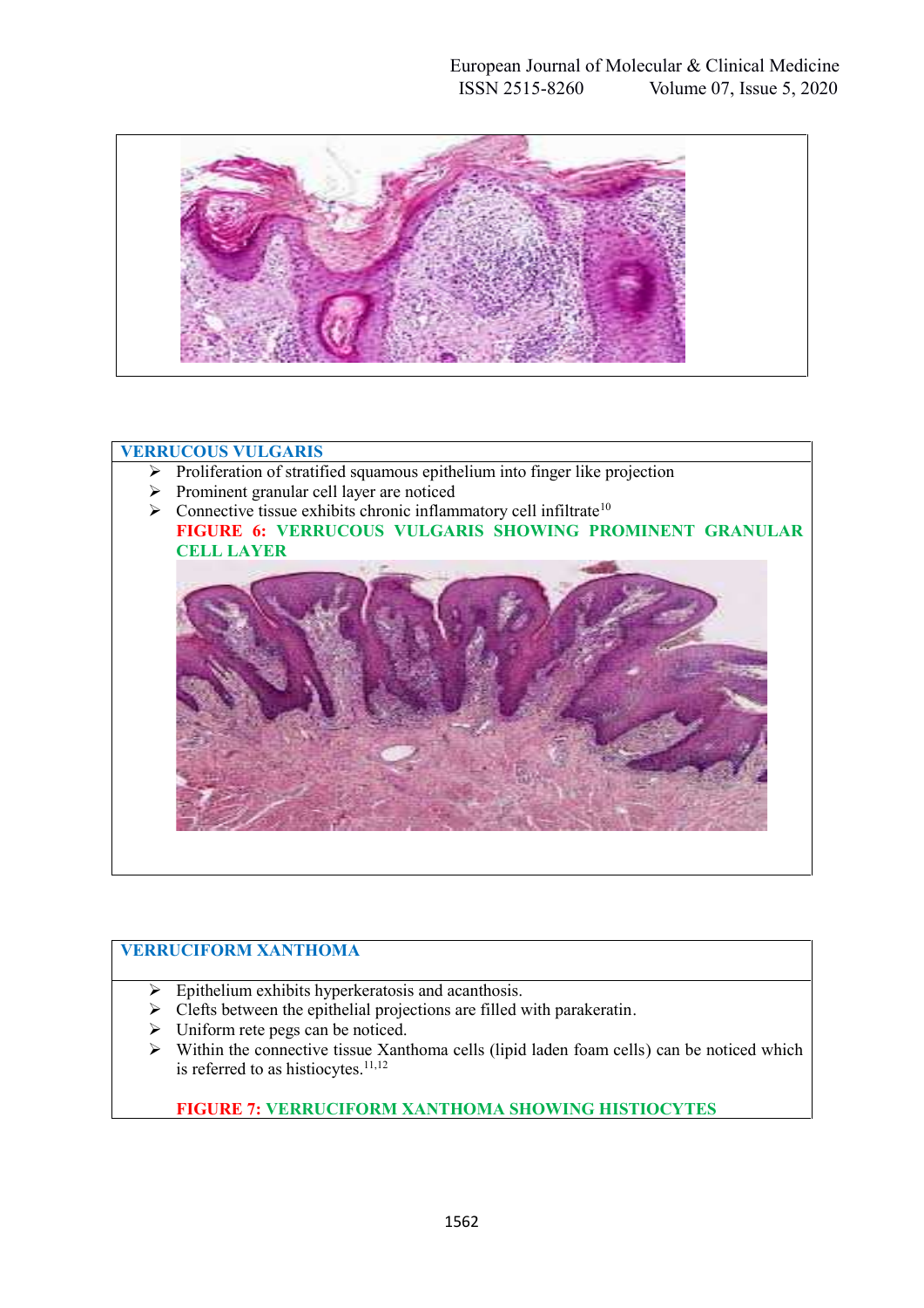## VERRUCOUS VULGARIS

- Proliferation of stratified squamous epithelium into finger like projection
- Prominent granular cell layer are noticed
- Connective tissue exhibits chronic inflammatory cell infiltrate[10]

**FIGURE 6: VERRUCOUS VULGARIS SHOWING PROMINENT GRANULAR CELL LAYER**

## VERRUCIFORM XANTHOMA

- Epithelium exhibits hyperkeratosis and acanthosis.
- Clefts between the epithelial projections are filled with parakeratin.
- Uniform rete pegs can be noticed.
- Within the connective tissue Xanthoma cells (lipid laden foam cells) can be noticed which is referred to as histiocytes.[11,12]

**FIGURE 7: VERRUCIFORM XANTHOMA SHOWING HISTIOCYTES**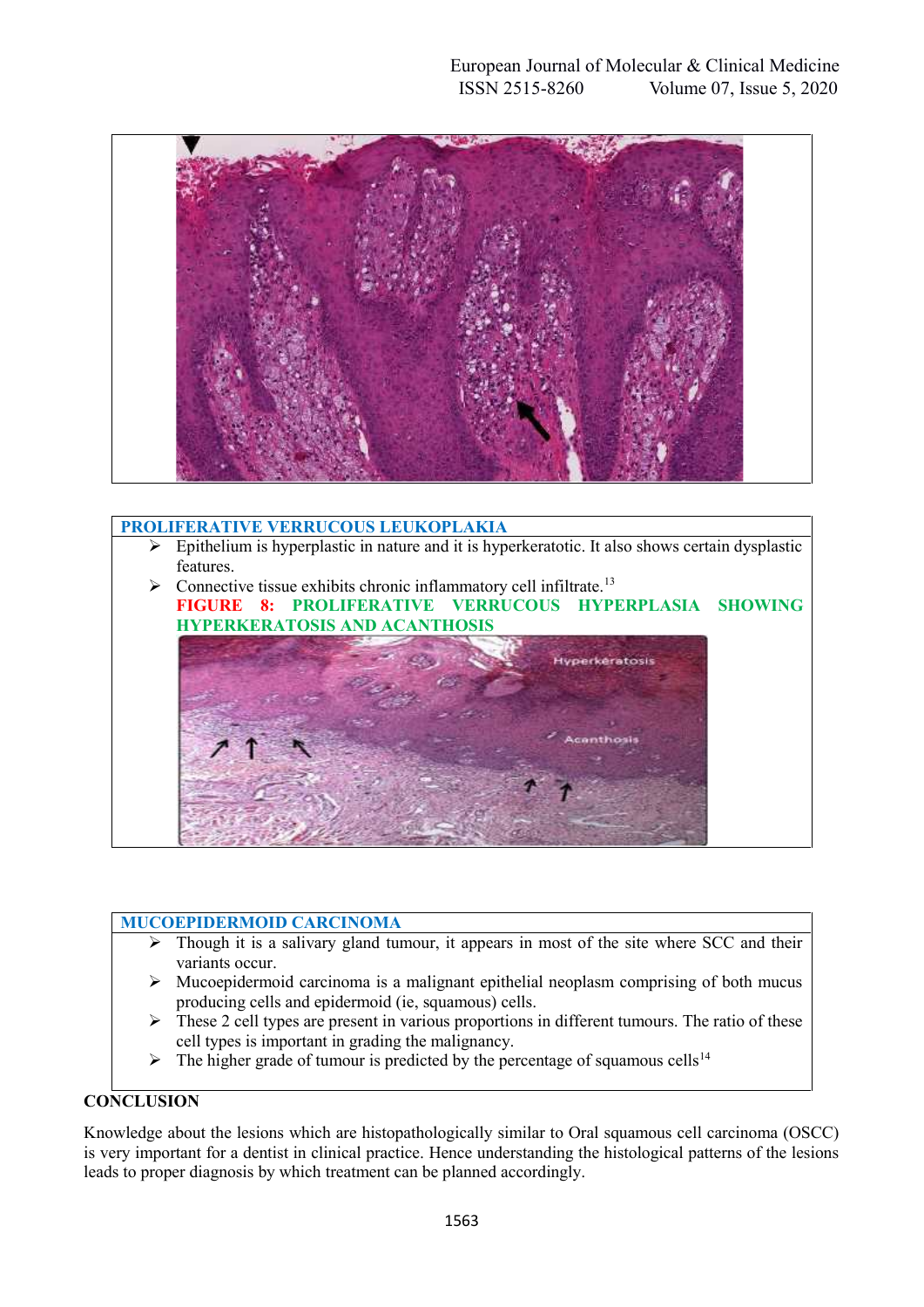## PROLIFERATIVE VERRUCOUS LEUKOPLAKIA

- Epithelium is hyperplastic in nature and it is hyperkeratotic. It also shows certain dysplastic features.
- Connective tissue exhibits chronic inflammatory cell infiltrate.[13]

**FIGURE 8: PROLIFERATIVE VERRUCOUS HYPERPLASIA SHOWING HYPERKERATOSIS AND ACANTHOSIS**

## MUCOEPIDERMOID CARCINOMA

- Though it is a salivary gland tumour, it appears in most of the site where SCC and their variants occur.
- Mucoepidermoid carcinoma is a malignant epithelial neoplasm comprising of both mucus producing cells and epidermoid (ie, squamous) cells.
- These 2 cell types are present in various proportions in different tumours. The ratio of these cell types is important in grading the malignancy.
- The higher grade of tumour is predicted by the percentage of squamous cells[14]

## CONCLUSION

Knowledge about the lesions which are histopathologically similar to Oral squamous cell carcinoma (OSCC) is very important for a dentist in clinical practice. Hence understanding the histological patterns of the lesions leads to proper diagnosis by which treatment can be planned accordingly.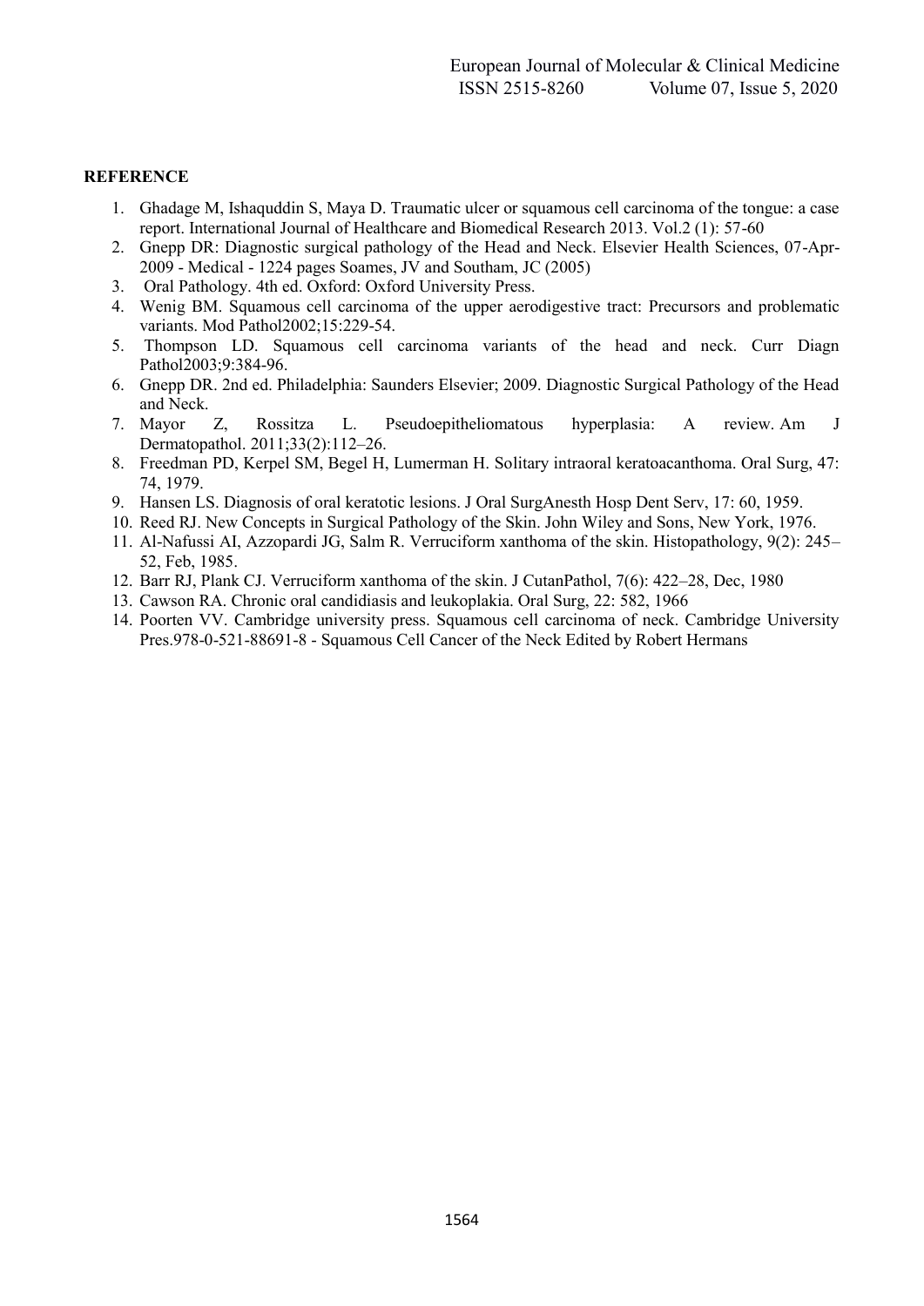**REFERENCE**

1. Ghadage M, Ishaquddin S, Maya D. Traumatic ulcer or squamous cell carcinoma of the tongue: a case report. International Journal of Healthcare and Biomedical Research 2013. Vol.2 (1): 57-60
2. Gnepp DR: Diagnostic surgical pathology of the Head and Neck. Elsevier Health Sciences, 07-Apr-2009 - Medical - 1224 pages Soames, JV and Southam, JC (2005)
3. Oral Pathology. 4th ed. Oxford: Oxford University Press.
4. Wenig BM. Squamous cell carcinoma of the upper aerodigestive tract: Precursors and problematic variants. Mod Pathol2002;15:229-54.
5. Thompson LD. Squamous cell carcinoma variants of the head and neck. Curr Diagn Pathol2003;9:384-96.
6. Gnepp DR. 2nd ed. Philadelphia: Saunders Elsevier; 2009. Diagnostic Surgical Pathology of the Head and Neck.
7. Mayor Z, Rossitza L. Pseudoepitheliomatous hyperplasia: A review. Am J Dermatopathol. 2011;33(2):112–26.
8. Freedman PD, Kerpel SM, Begel H, Lumerman H. So1itary intraoral keratoacanthoma. Oral Surg, 47: 74, 1979.
9. Hansen LS. Diagnosis of oral keratotic lesions. J Oral SurgAnesth Hosp Dent Serv, 17: 60, 1959.
10. Reed RJ. New Concepts in Surgical Pathology of the Skin. John Wiley and Sons, New York, 1976.
11. Al-Nafussi AI, Azzopardi JG, Salm R. Verruciform xanthoma of the skin. Histopathology, 9(2): 245–52, Feb, 1985.
12. Barr RJ, Plank CJ. Verruciform xanthoma of the skin. J CutanPathol, 7(6): 422–28, Dec, 1980
13. Cawson RA. Chronic oral candidiasis and leukoplakia. Oral Surg, 22: 582, 1966
14. Poorten VV. Cambridge university press. Squamous cell carcinoma of neck. Cambridge University Pres.978-0-521-88691-8 - Squamous Cell Cancer of the Neck Edited by Robert Hermans